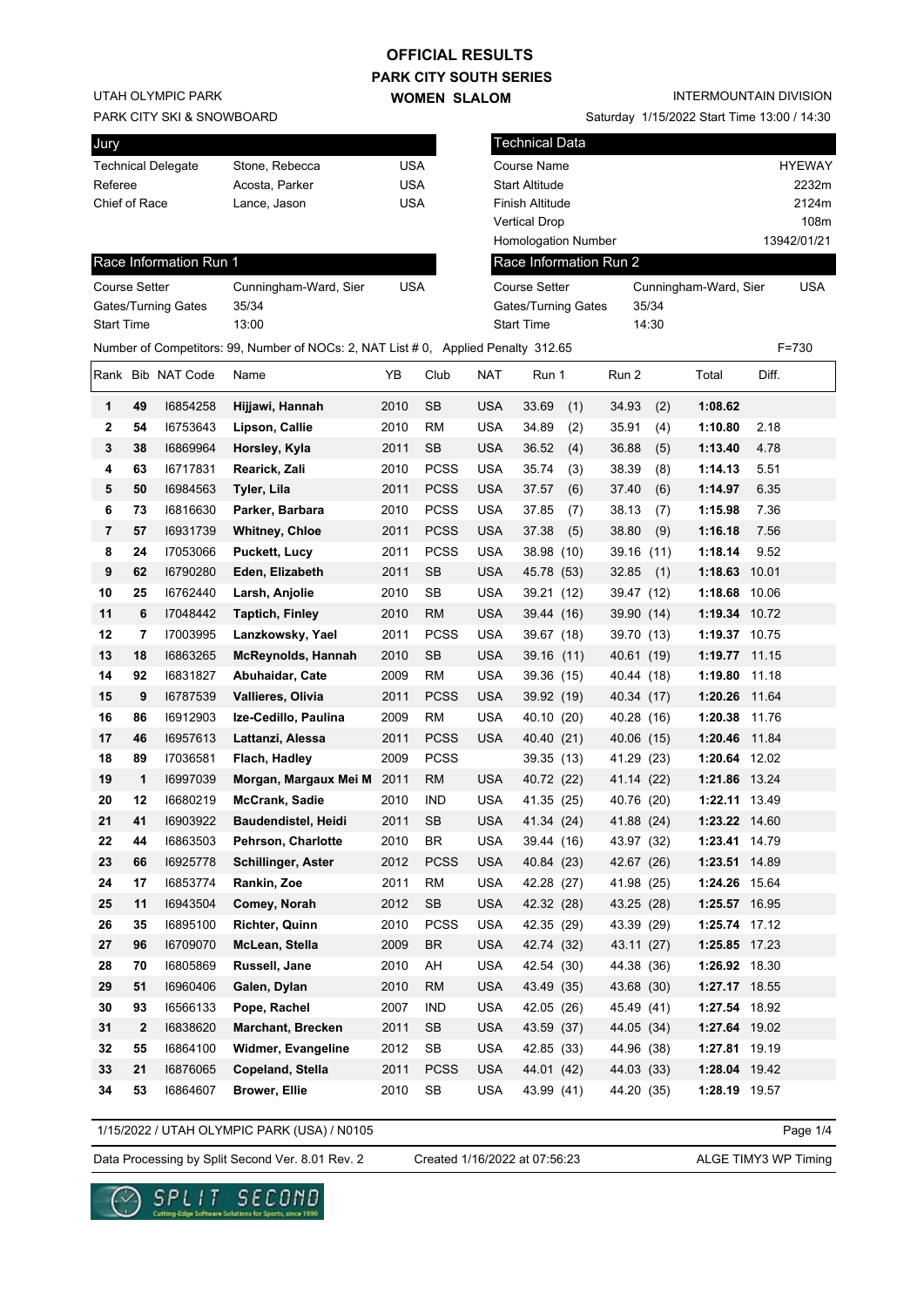# OFFICIAL RESULTS

## PARK CITY SOUTH SERIES

## WOMEN SLALOM

UTAH OLYMPIC PARK
PARK CITY SKI & SNOWBOARD

INTERMOUNTAIN DIVISION
Saturday 1/15/2022 Start Time 13:00 / 14:30

| Jury | | |
|---|---|---|
| Technical Delegate | Stone, Rebecca | USA |
| Referee | Acosta, Parker | USA |
| Chief of Race | Lance, Jason | USA |

| Technical Data | |
|---|---|
| Course Name | HYEWAY |
| Start Altitude | 2232m |
| Finish Altitude | 2124m |
| Vertical Drop | 108m |
| Homologation Number | 13942/01/21 |

| Race Information Run 1 | | |
|---|---|---|
| Course Setter | Cunningham-Ward, Sier | USA |
| Gates/Turning Gates | 35/34 | |
| Start Time | 13:00 | |

| Race Information Run 2 | | |
|---|---|---|
| Course Setter | Cunningham-Ward, Sier | USA |
| Gates/Turning Gates | 35/34 | |
| Start Time | 14:30 | |

Number of Competitors: 99, Number of NOCs: 2, NAT List # 0, Applied Penalty 312.65 F=730

| Rank | Bib | NAT Code | Name | YB | Club | NAT | Run 1 | Run 2 | Total | Diff. |
|---|---|---|---|---|---|---|---|---|---|---|
| 1 | 49 | I6854258 | **Hijjawi, Hannah** | 2010 | SB | USA | 33.69 (1) | 34.93 (2) | **1:08.62** | |
| 2 | 54 | I6753643 | **Lipson, Callie** | 2010 | RM | USA | 34.89 (2) | 35.91 (4) | **1:10.80** | 2.18 |
| 3 | 38 | I6869964 | **Horsley, Kyla** | 2011 | SB | USA | 36.52 (4) | 36.88 (5) | **1:13.40** | 4.78 |
| 4 | 63 | I6717831 | **Rearick, Zali** | 2010 | PCSS | USA | 35.74 (3) | 38.39 (8) | **1:14.13** | 5.51 |
| 5 | 50 | I6984563 | **Tyler, Lila** | 2011 | PCSS | USA | 37.57 (6) | 37.40 (6) | **1:14.97** | 6.35 |
| 6 | 73 | I6816630 | **Parker, Barbara** | 2010 | PCSS | USA | 37.85 (7) | 38.13 (7) | **1:15.98** | 7.36 |
| 7 | 57 | I6931739 | **Whitney, Chloe** | 2011 | PCSS | USA | 37.38 (5) | 38.80 (9) | **1:16.18** | 7.56 |
| 8 | 24 | I7053066 | **Puckett, Lucy** | 2011 | PCSS | USA | 38.98 (10) | 39.16 (11) | **1:18.14** | 9.52 |
| 9 | 62 | I6790280 | **Eden, Elizabeth** | 2011 | SB | USA | 45.78 (53) | 32.85 (1) | **1:18.63** | 10.01 |
| 10 | 25 | I6762440 | **Larsh, Anjolie** | 2010 | SB | USA | 39.21 (12) | 39.47 (12) | **1:18.68** | 10.06 |
| 11 | 6 | I7048442 | **Taptich, Finley** | 2010 | RM | USA | 39.44 (16) | 39.90 (14) | **1:19.34** | 10.72 |
| 12 | 7 | I7003995 | **Lanzkowsky, Yael** | 2011 | PCSS | USA | 39.67 (18) | 39.70 (13) | **1:19.37** | 10.75 |
| 13 | 18 | I6863265 | **McReynolds, Hannah** | 2010 | SB | USA | 39.16 (11) | 40.61 (19) | **1:19.77** | 11.15 |
| 14 | 92 | I6831827 | **Abuhaidar, Cate** | 2009 | RM | USA | 39.36 (15) | 40.44 (18) | **1:19.80** | 11.18 |
| 15 | 9 | I6787539 | **Vallieres, Olivia** | 2011 | PCSS | USA | 39.92 (19) | 40.34 (17) | **1:20.26** | 11.64 |
| 16 | 86 | I6912903 | **Ize-Cedillo, Paulina** | 2009 | RM | USA | 40.10 (20) | 40.28 (16) | **1:20.38** | 11.76 |
| 17 | 46 | I6957613 | **Lattanzi, Alessa** | 2011 | PCSS | USA | 40.40 (21) | 40.06 (15) | **1:20.46** | 11.84 |
| 18 | 89 | I7036581 | **Flach, Hadley** | 2009 | PCSS | | 39.35 (13) | 41.29 (23) | **1:20.64** | 12.02 |
| 19 | 1 | I6997039 | **Morgan, Margaux Mei M** | 2011 | RM | USA | 40.72 (22) | 41.14 (22) | **1:21.86** | 13.24 |
| 20 | 12 | I6680219 | **McCrank, Sadie** | 2010 | IND | USA | 41.35 (25) | 40.76 (20) | **1:22.11** | 13.49 |
| 21 | 41 | I6903922 | **Baudendistel, Heidi** | 2011 | SB | USA | 41.34 (24) | 41.88 (24) | **1:23.22** | 14.60 |
| 22 | 44 | I6863503 | **Pehrson, Charlotte** | 2010 | BR | USA | 39.44 (16) | 43.97 (32) | **1:23.41** | 14.79 |
| 23 | 66 | I6925778 | **Schillinger, Aster** | 2012 | PCSS | USA | 40.84 (23) | 42.67 (26) | **1:23.51** | 14.89 |
| 24 | 17 | I6853774 | **Rankin, Zoe** | 2011 | RM | USA | 42.28 (27) | 41.98 (25) | **1:24.26** | 15.64 |
| 25 | 11 | I6943504 | **Comey, Norah** | 2012 | SB | USA | 42.32 (28) | 43.25 (28) | **1:25.57** | 16.95 |
| 26 | 35 | I6895100 | **Richter, Quinn** | 2010 | PCSS | USA | 42.35 (29) | 43.39 (29) | **1:25.74** | 17.12 |
| 27 | 96 | I6709070 | **McLean, Stella** | 2009 | BR | USA | 42.74 (32) | 43.11 (27) | **1:25.85** | 17.23 |
| 28 | 70 | I6805869 | **Russell, Jane** | 2010 | AH | USA | 42.54 (30) | 44.38 (36) | **1:26.92** | 18.30 |
| 29 | 51 | I6960406 | **Galen, Dylan** | 2010 | RM | USA | 43.49 (35) | 43.68 (30) | **1:27.17** | 18.55 |
| 30 | 93 | I6566133 | **Pope, Rachel** | 2007 | IND | USA | 42.05 (26) | 45.49 (41) | **1:27.54** | 18.92 |
| 31 | 2 | I6838620 | **Marchant, Brecken** | 2011 | SB | USA | 43.59 (37) | 44.05 (34) | **1:27.64** | 19.02 |
| 32 | 55 | I6864100 | **Widmer, Evangeline** | 2012 | SB | USA | 42.85 (33) | 44.96 (38) | **1:27.81** | 19.19 |
| 33 | 21 | I6876065 | **Copeland, Stella** | 2011 | PCSS | USA | 44.01 (42) | 44.03 (33) | **1:28.04** | 19.42 |
| 34 | 53 | I6864607 | **Brower, Ellie** | 2010 | SB | USA | 43.99 (41) | 44.20 (35) | **1:28.19** | 19.57 |

1/15/2022 / UTAH OLYMPIC PARK (USA) / N0105

Data Processing by Split Second Ver. 8.01 Rev. 2 | Created 1/16/2022 at 07:56:23 | ALGE TIMY3 WP Timing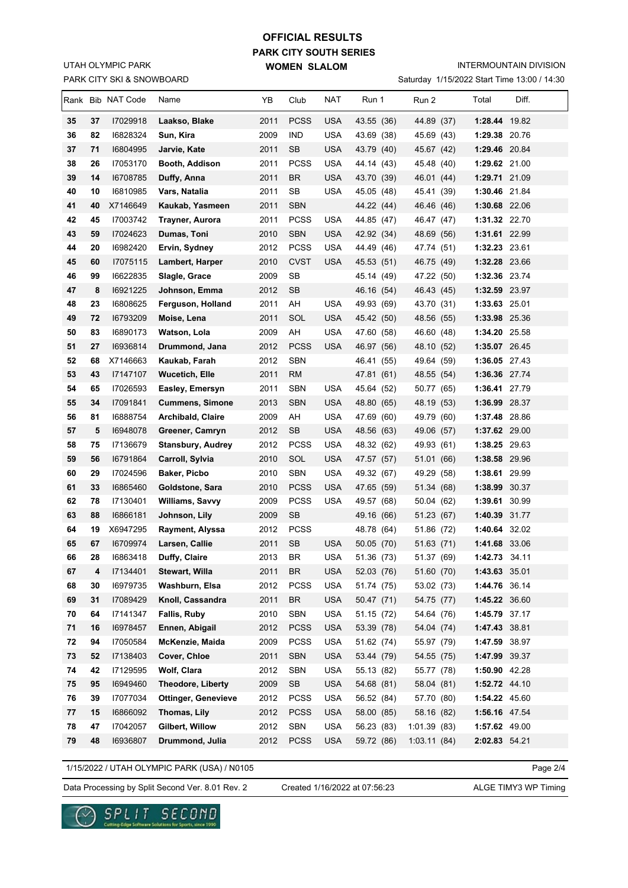# OFFICIAL RESULTS

## PARK CITY SOUTH SERIES

## WOMEN SLALOM

UTAH OLYMPIC PARK
PARK CITY SKI & SNOWBOARD

INTERMOUNTAIN DIVISION
Saturday 1/15/2022 Start Time 13:00 / 14:30

| Rank | Bib | NAT Code | Name | YB | Club | NAT | Run 1 | Run 2 | Total | Diff. |
|---|---|---|---|---|---|---|---|---|---|---|
| 35 | 37 | I7029918 | **Laakso, Blake** | 2011 | PCSS | USA | 43.55 (36) | 44.89 (37) | **1:28.44** | 19.82 |
| 36 | 82 | I6828324 | **Sun, Kira** | 2009 | IND | USA | 43.69 (38) | 45.69 (43) | **1:29.38** | 20.76 |
| 37 | 71 | I6804995 | **Jarvie, Kate** | 2011 | SB | USA | 43.79 (40) | 45.67 (42) | **1:29.46** | 20.84 |
| 38 | 26 | I7053170 | **Booth, Addison** | 2011 | PCSS | USA | 44.14 (43) | 45.48 (40) | **1:29.62** | 21.00 |
| 39 | 14 | I6708785 | **Duffy, Anna** | 2011 | BR | USA | 43.70 (39) | 46.01 (44) | **1:29.71** | 21.09 |
| 40 | 10 | I6810985 | **Vars, Natalia** | 2011 | SB | USA | 45.05 (48) | 45.41 (39) | **1:30.46** | 21.84 |
| 41 | 40 | X7146649 | **Kaukab, Yasmeen** | 2011 | SBN | | 44.22 (44) | 46.46 (46) | **1:30.68** | 22.06 |
| 42 | 45 | I7003742 | **Trayner, Aurora** | 2011 | PCSS | USA | 44.85 (47) | 46.47 (47) | **1:31.32** | 22.70 |
| 43 | 59 | I7024623 | **Dumas, Toni** | 2010 | SBN | USA | 42.92 (34) | 48.69 (56) | **1:31.61** | 22.99 |
| 44 | 20 | I6982420 | **Ervin, Sydney** | 2012 | PCSS | USA | 44.49 (46) | 47.74 (51) | **1:32.23** | 23.61 |
| 45 | 60 | I7075115 | **Lambert, Harper** | 2010 | CVST | USA | 45.53 (51) | 46.75 (49) | **1:32.28** | 23.66 |
| 46 | 99 | I6622835 | **Slagle, Grace** | 2009 | SB | | 45.14 (49) | 47.22 (50) | **1:32.36** | 23.74 |
| 47 | 8 | I6921225 | **Johnson, Emma** | 2012 | SB | | 46.16 (54) | 46.43 (45) | **1:32.59** | 23.97 |
| 48 | 23 | I6808625 | **Ferguson, Holland** | 2011 | AH | USA | 49.93 (69) | 43.70 (31) | **1:33.63** | 25.01 |
| 49 | 72 | I6793209 | **Moise, Lena** | 2011 | SOL | USA | 45.42 (50) | 48.56 (55) | **1:33.98** | 25.36 |
| 50 | 83 | I6890173 | **Watson, Lola** | 2009 | AH | USA | 47.60 (58) | 46.60 (48) | **1:34.20** | 25.58 |
| 51 | 27 | I6936814 | **Drummond, Jana** | 2012 | PCSS | USA | 46.97 (56) | 48.10 (52) | **1:35.07** | 26.45 |
| 52 | 68 | X7146663 | **Kaukab, Farah** | 2012 | SBN | | 46.41 (55) | 49.64 (59) | **1:36.05** | 27.43 |
| 53 | 43 | I7147107 | **Wucetich, Elle** | 2011 | RM | | 47.81 (61) | 48.55 (54) | **1:36.36** | 27.74 |
| 54 | 65 | I7026593 | **Easley, Emersyn** | 2011 | SBN | USA | 45.64 (52) | 50.77 (65) | **1:36.41** | 27.79 |
| 55 | 34 | I7091841 | **Cummens, Simone** | 2013 | SBN | USA | 48.80 (65) | 48.19 (53) | **1:36.99** | 28.37 |
| 56 | 81 | I6888754 | **Archibald, Claire** | 2009 | AH | USA | 47.69 (60) | 49.79 (60) | **1:37.48** | 28.86 |
| 57 | 5 | I6948078 | **Greener, Camryn** | 2012 | SB | USA | 48.56 (63) | 49.06 (57) | **1:37.62** | 29.00 |
| 58 | 75 | I7136679 | **Stansbury, Audrey** | 2012 | PCSS | USA | 48.32 (62) | 49.93 (61) | **1:38.25** | 29.63 |
| 59 | 56 | I6791864 | **Carroll, Sylvia** | 2010 | SOL | USA | 47.57 (57) | 51.01 (66) | **1:38.58** | 29.96 |
| 60 | 29 | I7024596 | **Baker, Picbo** | 2010 | SBN | USA | 49.32 (67) | 49.29 (58) | **1:38.61** | 29.99 |
| 61 | 33 | I6865460 | **Goldstone, Sara** | 2010 | PCSS | USA | 47.65 (59) | 51.34 (68) | **1:38.99** | 30.37 |
| 62 | 78 | I7130401 | **Williams, Savvy** | 2009 | PCSS | USA | 49.57 (68) | 50.04 (62) | **1:39.61** | 30.99 |
| 63 | 88 | I6866181 | **Johnson, Lily** | 2009 | SB | | 49.16 (66) | 51.23 (67) | **1:40.39** | 31.77 |
| 64 | 19 | X6947295 | **Rayment, Alyssa** | 2012 | PCSS | | 48.78 (64) | 51.86 (72) | **1:40.64** | 32.02 |
| 65 | 67 | I6709974 | **Larsen, Callie** | 2011 | SB | USA | 50.05 (70) | 51.63 (71) | **1:41.68** | 33.06 |
| 66 | 28 | I6863418 | **Duffy, Claire** | 2013 | BR | USA | 51.36 (73) | 51.37 (69) | **1:42.73** | 34.11 |
| 67 | 4 | I7134401 | **Stewart, Willa** | 2011 | BR | USA | 52.03 (76) | 51.60 (70) | **1:43.63** | 35.01 |
| 68 | 30 | I6979735 | **Washburn, Elsa** | 2012 | PCSS | USA | 51.74 (75) | 53.02 (73) | **1:44.76** | 36.14 |
| 69 | 31 | I7089429 | **Knoll, Cassandra** | 2011 | BR | USA | 50.47 (71) | 54.75 (77) | **1:45.22** | 36.60 |
| 70 | 64 | I7141347 | **Fallis, Ruby** | 2010 | SBN | USA | 51.15 (72) | 54.64 (76) | **1:45.79** | 37.17 |
| 71 | 16 | I6978457 | **Ennen, Abigail** | 2012 | PCSS | USA | 53.39 (78) | 54.04 (74) | **1:47.43** | 38.81 |
| 72 | 94 | I7050584 | **McKenzie, Maida** | 2009 | PCSS | USA | 51.62 (74) | 55.97 (79) | **1:47.59** | 38.97 |
| 73 | 52 | I7138403 | **Cover, Chloe** | 2011 | SBN | USA | 53.44 (79) | 54.55 (75) | **1:47.99** | 39.37 |
| 74 | 42 | I7129595 | **Wolf, Clara** | 2012 | SBN | USA | 55.13 (82) | 55.77 (78) | **1:50.90** | 42.28 |
| 75 | 95 | I6949460 | **Theodore, Liberty** | 2009 | SB | USA | 54.68 (81) | 58.04 (81) | **1:52.72** | 44.10 |
| 76 | 39 | I7077034 | **Ottinger, Genevieve** | 2012 | PCSS | USA | 56.52 (84) | 57.70 (80) | **1:54.22** | 45.60 |
| 77 | 15 | I6866092 | **Thomas, Lily** | 2012 | PCSS | USA | 58.00 (85) | 58.16 (82) | **1:56.16** | 47.54 |
| 78 | 47 | I7042057 | **Gilbert, Willow** | 2012 | SBN | USA | 56.23 (83) | 1:01.39 (83) | **1:57.62** | 49.00 |
| 79 | 48 | I6936807 | **Drummond, Julia** | 2012 | PCSS | USA | 59.72 (86) | 1:03.11 (84) | **2:02.83** | 54.21 |

1/15/2022 / UTAH OLYMPIC PARK (USA) / N0105

Data Processing by Split Second Ver. 8.01 Rev. 2 — Created 1/16/2022 at 07:56:23 — ALGE TIMY3 WP Timing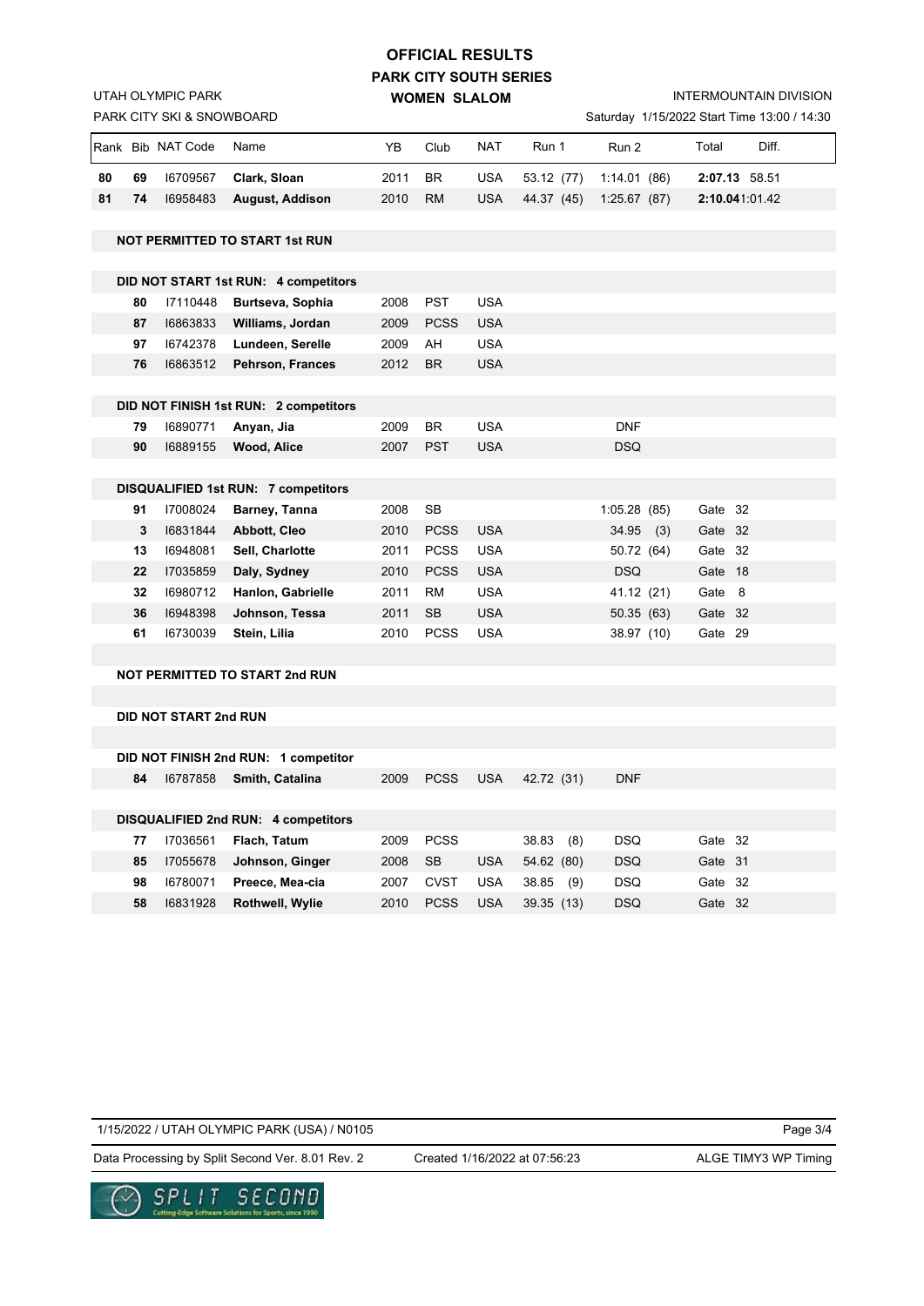# OFFICIAL RESULTS

## PARK CITY SOUTH SERIES

### WOMEN SLALOM

UTAH OLYMPIC PARK

PARK CITY SKI & SNOWBOARD

INTERMOUNTAIN DIVISION

Saturday 1/15/2022 Start Time 13:00 / 14:30

| Rank | Bib | NAT Code | Name | YB | Club | NAT | Run 1 | Run 2 | Total | Diff. |
|---|---|---|---|---|---|---|---|---|---|---|
| **80** | **69** | I6709567 | **Clark, Sloan** | 2011 | BR | USA | 53.12 (77) | 1:14.01 (86) | **2:07.13** | 58.51 |
| **81** | **74** | I6958483 | **August, Addison** | 2010 | RM | USA | 44.37 (45) | 1:25.67 (87) | **2:10.04** | 1:01.42 |
| | | **NOT PERMITTED TO START 1st RUN** | | | | | | | | |
| | | **DID NOT START 1st RUN: 4 competitors** | | | | | | | | |
| | **80** | I7110448 | **Burtseva, Sophia** | 2008 | PST | USA | | | | |
| | **87** | I6863833 | **Williams, Jordan** | 2009 | PCSS | USA | | | | |
| | **97** | I6742378 | **Lundeen, Serelle** | 2009 | AH | USA | | | | |
| | **76** | I6863512 | **Pehrson, Frances** | 2012 | BR | USA | | | | |
| | | **DID NOT FINISH 1st RUN: 2 competitors** | | | | | | | | |
| | **79** | I6890771 | **Anyan, Jia** | 2009 | BR | USA | | DNF | | |
| | **90** | I6889155 | **Wood, Alice** | 2007 | PST | USA | | DSQ | | |
| | | **DISQUALIFIED 1st RUN: 7 competitors** | | | | | | | | |
| | **91** | I7008024 | **Barney, Tanna** | 2008 | SB | | | 1:05.28 (85) | Gate 32 | |
| | **3** | I6831844 | **Abbott, Cleo** | 2010 | PCSS | USA | | 34.95 (3) | Gate 32 | |
| | **13** | I6948081 | **Sell, Charlotte** | 2011 | PCSS | USA | | 50.72 (64) | Gate 32 | |
| | **22** | I7035859 | **Daly, Sydney** | 2010 | PCSS | USA | | DSQ | Gate 18 | |
| | **32** | I6980712 | **Hanlon, Gabrielle** | 2011 | RM | USA | | 41.12 (21) | Gate 8 | |
| | **36** | I6948398 | **Johnson, Tessa** | 2011 | SB | USA | | 50.35 (63) | Gate 32 | |
| | **61** | I6730039 | **Stein, Lilia** | 2010 | PCSS | USA | | 38.97 (10) | Gate 29 | |
| | | **NOT PERMITTED TO START 2nd RUN** | | | | | | | | |
| | | **DID NOT START 2nd RUN** | | | | | | | | |
| | | **DID NOT FINISH 2nd RUN: 1 competitor** | | | | | | | | |
| | **84** | I6787858 | **Smith, Catalina** | 2009 | PCSS | USA | 42.72 (31) | DNF | | |
| | | **DISQUALIFIED 2nd RUN: 4 competitors** | | | | | | | | |
| | **77** | I7036561 | **Flach, Tatum** | 2009 | PCSS | | 38.83 (8) | DSQ | Gate 32 | |
| | **85** | I7055678 | **Johnson, Ginger** | 2008 | SB | USA | 54.62 (80) | DSQ | Gate 31 | |
| | **98** | I6780071 | **Preece, Mea-cia** | 2007 | CVST | USA | 38.85 (9) | DSQ | Gate 32 | |
| | **58** | I6831928 | **Rothwell, Wylie** | 2010 | PCSS | USA | 39.35 (13) | DSQ | Gate 32 | |

1/15/2022 / UTAH OLYMPIC PARK (USA) / N0105

Data Processing by Split Second Ver. 8.01 Rev. 2 — Created 1/16/2022 at 07:56:23 — ALGE TIMY3 WP Timing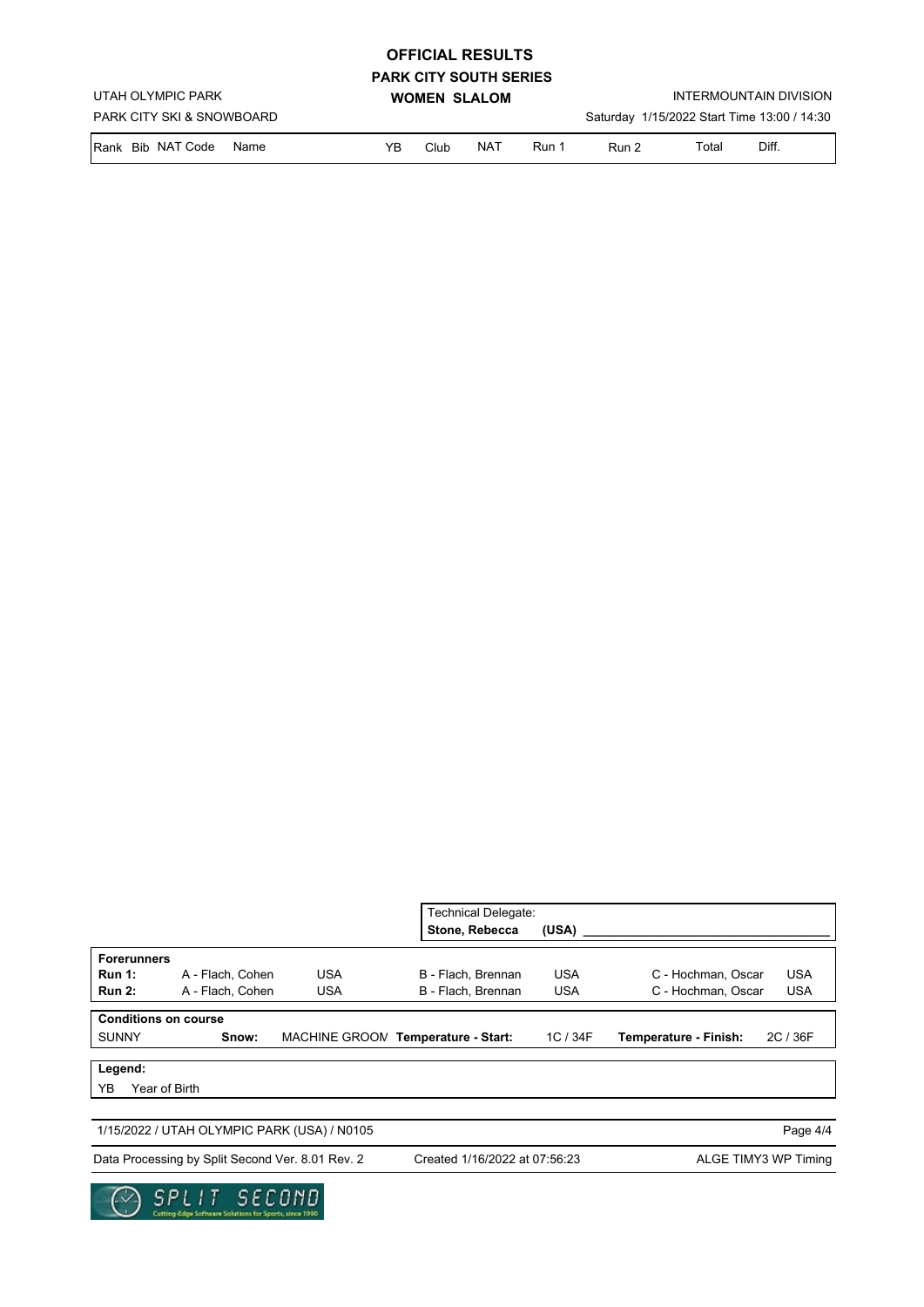# OFFICIAL RESULTS

## PARK CITY SOUTH SERIES

### WOMEN SLALOM

UTAH OLYMPIC PARK
PARK CITY SKI & SNOWBOARD

INTERMOUNTAIN DIVISION
Saturday 1/15/2022 Start Time 13:00 / 14:30

| Rank | Bib | NAT Code | Name | YB | Club | NAT | Run 1 | Run 2 | Total | Diff. |
|---|---|---|---|---|---|---|---|---|---|---|

| Technical Delegate: | |
|---|---|
| Stone, Rebecca | (USA) |

**Forerunners**

| | | | | | | |
|---|---|---|---|---|---|---|
| **Run 1:** | A - Flach, Cohen | USA | B - Flach, Brennan | USA | C - Hochman, Oscar | USA |
| **Run 2:** | A - Flach, Cohen | USA | B - Flach, Brennan | USA | C - Hochman, Oscar | USA |

**Conditions on course**

| | | | | | | |
|---|---|---|---|---|---|---|
| SUNNY | **Snow:** | MACHINE GROOM | **Temperature - Start:** | 1C / 34F | **Temperature - Finish:** | 2C / 36F |

**Legend:**

YB Year of Birth

1/15/2022 / UTAH OLYMPIC PARK (USA) / N0105

Data Processing by Split Second Ver. 8.01 Rev. 2 | Created 1/16/2022 at 07:56:23 | ALGE TIMY3 WP Timing